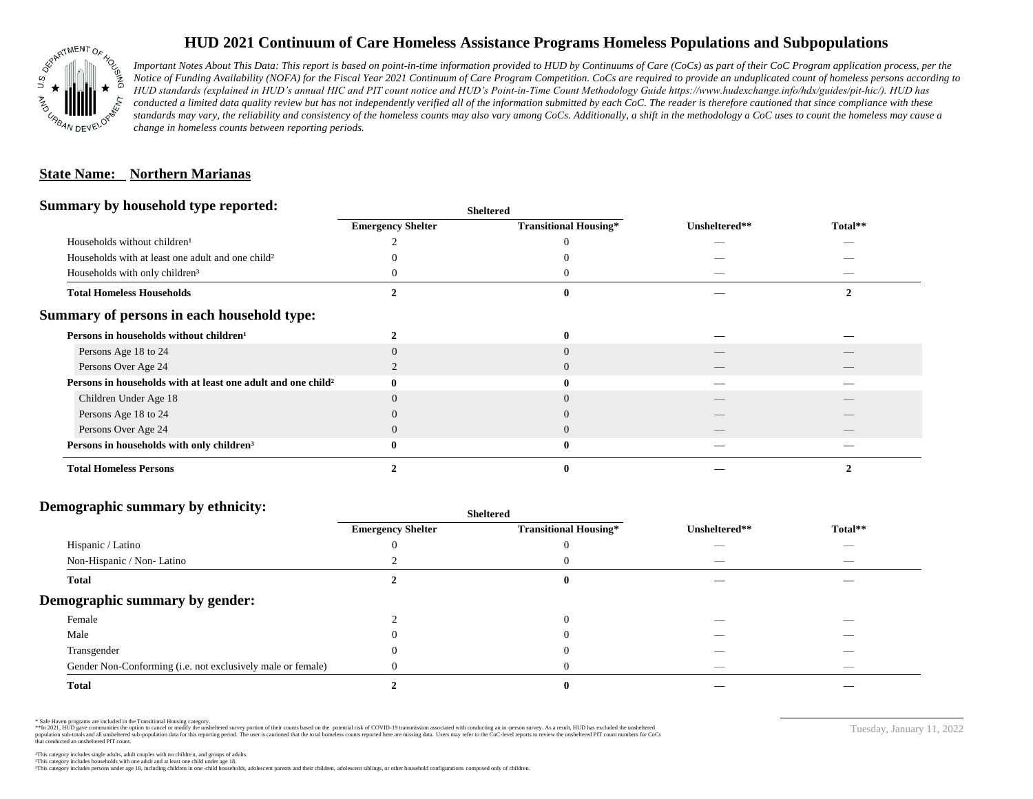# HUD 2021 Continuum of Care Homeless Assistance Programs Homeless Populations and Subpopulations

*Important Notes About This Data: This report is based on point-in-time information provided to HUD by Continuums of Care (CoCs) as part of their CoC Program application process, per the Notice of Funding Availability (NOFA) for the Fiscal Year 2021 Continuum of Care Program Competition. CoCs are required to provide an unduplicated count of homeless persons according to HUD standards (explained in HUD's annual HIC and PIT count notice and HUD's Point-in-Time Count Methodology Guide https://www.hudexchange.info/hdx/guides/pit-hic/). HUD has conducted a limited data quality review but has not independently verified all of the information submitted by each CoC. The reader is therefore cautioned that since compliance with these standards may vary, the reliability and consistency of the homeless counts may also vary among CoCs. Additionally, a shift in the methodology a CoC uses to count the homeless may cause a change in homeless counts between reporting periods.*

## State Name: Northern Marianas

### Summary by household type reported:

| | Sheltered | | | |
|---|---|---|---|---|
| | Emergency Shelter | Transitional Housing* | Unsheltered** | Total** |
| Households without children¹ | 2 | 0 | — | — |
| Households with at least one adult and one child² | 0 | 0 | — | — |
| Households with only children³ | 0 | 0 | — | — |
| **Total Homeless Households** | **2** | **0** | **—** | **2** |

### Summary of persons in each household type:

| | Emergency Shelter | Transitional Housing* | Unsheltered** | Total** |
|---|---|---|---|---|
| **Persons in households without children¹** | **2** | **0** | **—** | **—** |
| Persons Age 18 to 24 | 0 | 0 | — | — |
| Persons Over Age 24 | 2 | 0 | — | — |
| **Persons in households with at least one adult and one child²** | **0** | **0** | **—** | **—** |
| Children Under Age 18 | 0 | 0 | — | — |
| Persons Age 18 to 24 | 0 | 0 | — | — |
| Persons Over Age 24 | 0 | 0 | — | — |
| **Persons in households with only children³** | **0** | **0** | **—** | **—** |
| **Total Homeless Persons** | **2** | **0** | **—** | **2** |

### Demographic summary by ethnicity:

| | Sheltered | | | |
|---|---|---|---|---|
| | Emergency Shelter | Transitional Housing* | Unsheltered** | Total** |
| Hispanic / Latino | 0 | 0 | — | — |
| Non-Hispanic / Non- Latino | 2 | 0 | — | — |
| **Total** | **2** | **0** | **—** | **—** |

### Demographic summary by gender:

| | Emergency Shelter | Transitional Housing* | Unsheltered** | Total** |
|---|---|---|---|---|
| Female | 2 | 0 | — | — |
| Male | 0 | 0 | — | — |
| Transgender | 0 | 0 | — | — |
| Gender Non-Conforming (i.e. not exclusively male or female) | 0 | 0 | — | — |
| **Total** | **2** | **0** | **—** | **—** |

\* Safe Haven programs are included in the Transitional Housing category.
\*\*In 2021, HUD gave communities the option to cancel or modify the unsheltered survey portion of their counts based on the potential risk of COVID-19 transmission associated with conducting an in-person survey. As a result, HUD has excluded the unsheltered population sub-totals and all unsheltered sub-population data for this reporting period. The user is cautioned that the total homeless counts reported here are missing data. Users may refer to the CoC-level reports to review the unsheltered PIT count numbers for CoCs that conducted an unsheltered PIT count.

¹This category includes single adults, adult couples with no children, and groups of adults.
²This category includes households with one adult and at least one child under age 18.
³This category includes persons under age 18, including children in one-child households, adolescent parents and their children, adolescent siblings, or other household configurations composed only of children.

Tuesday, January 11, 2022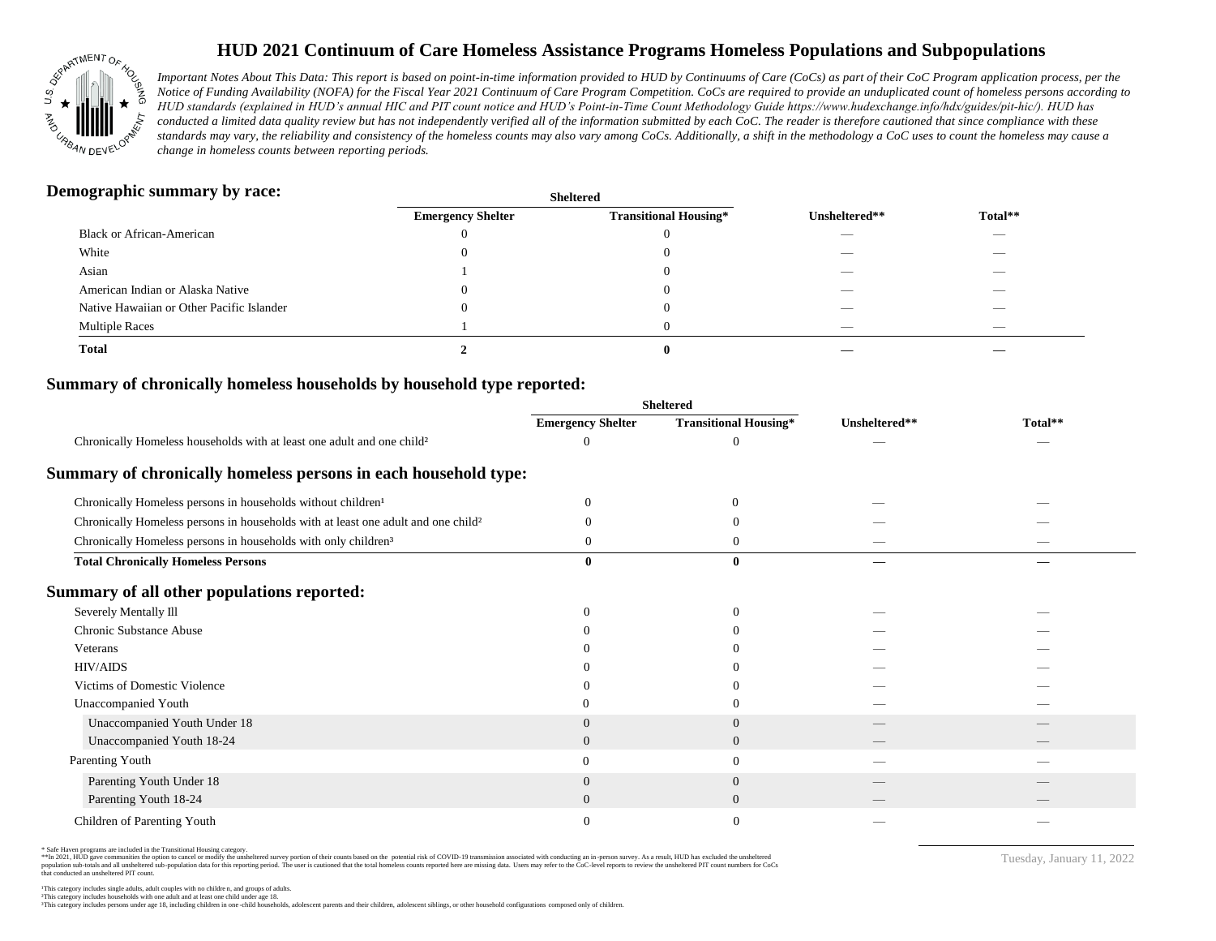# HUD 2021 Continuum of Care Homeless Assistance Programs Homeless Populations and Subpopulations

*Important Notes About This Data: This report is based on point-in-time information provided to HUD by Continuums of Care (CoCs) as part of their CoC Program application process, per the Notice of Funding Availability (NOFA) for the Fiscal Year 2021 Continuum of Care Program Competition. CoCs are required to provide an unduplicated count of homeless persons according to HUD standards (explained in HUD's annual HIC and PIT count notice and HUD's Point-in-Time Count Methodology Guide https://www.hudexchange.info/hdx/guides/pit-hic/). HUD has conducted a limited data quality review but has not independently verified all of the information submitted by each CoC. The reader is therefore cautioned that since compliance with these standards may vary, the reliability and consistency of the homeless counts may also vary among CoCs. Additionally, a shift in the methodology a CoC uses to count the homeless may cause a change in homeless counts between reporting periods.*

## Demographic summary by race:

| | Sheltered | | | |
|---|---|---|---|---|
| | **Emergency Shelter** | **Transitional Housing*** | **Unsheltered**** | **Total**** |
| Black or African-American | 0 | 0 | — | — |
| White | 0 | 0 | — | — |
| Asian | 1 | 0 | — | — |
| American Indian or Alaska Native | 0 | 0 | — | — |
| Native Hawaiian or Other Pacific Islander | 0 | 0 | — | — |
| Multiple Races | 1 | 0 | — | — |
| **Total** | **2** | **0** | **—** | **—** |

## Summary of chronically homeless households by household type reported:

| | Sheltered | | | |
|---|---|---|---|---|
| | **Emergency Shelter** | **Transitional Housing*** | **Unsheltered**** | **Total**** |
| Chronically Homeless households with at least one adult and one child² | 0 | 0 | — | — |

## Summary of chronically homeless persons in each household type:

| | Emergency Shelter | Transitional Housing* | Unsheltered** | Total** |
|---|---|---|---|---|
| Chronically Homeless persons in households without children¹ | 0 | 0 | — | — |
| Chronically Homeless persons in households with at least one adult and one child² | 0 | 0 | — | — |
| Chronically Homeless persons in households with only children³ | 0 | 0 | — | — |
| **Total Chronically Homeless Persons** | **0** | **0** | **—** | **—** |

## Summary of all other populations reported:

| | Emergency Shelter | Transitional Housing* | Unsheltered** | Total** |
|---|---|---|---|---|
| Severely Mentally Ill | 0 | 0 | — | — |
| Chronic Substance Abuse | 0 | 0 | — | — |
| Veterans | 0 | 0 | — | — |
| HIV/AIDS | 0 | 0 | — | — |
| Victims of Domestic Violence | 0 | 0 | — | — |
| Unaccompanied Youth | 0 | 0 | — | — |
| Unaccompanied Youth Under 18 | 0 | 0 | — | — |
| Unaccompanied Youth 18-24 | 0 | 0 | — | — |
| Parenting Youth | 0 | 0 | — | — |
| Parenting Youth Under 18 | 0 | 0 | — | — |
| Parenting Youth 18-24 | 0 | 0 | — | — |
| Children of Parenting Youth | 0 | 0 | — | — |

\* Safe Haven programs are included in the Transitional Housing category.

**In 2021, HUD gave communities the option to cancel or modify the unsheltered survey portion of their counts based on the potential risk of COVID-19 transmission associated with conducting an in-person survey. As a result, HUD has excluded the unsheltered population sub-totals and all unsheltered sub-population data for this reporting period. The user is cautioned that the total homeless counts reported here are missing data. Users may refer to the CoC-level reports to review the unsheltered PIT count numbers for CoCs that conducted an unsheltered PIT count.

¹This category includes single adults, adult couples with no children, and groups of adults.
²This category includes households with one adult and at least one child under age 18.
³This category includes persons under age 18, including children in one-child households, adolescent parents and their children, adolescent siblings, or other household configurations composed only of children.

Tuesday, January 11, 2022